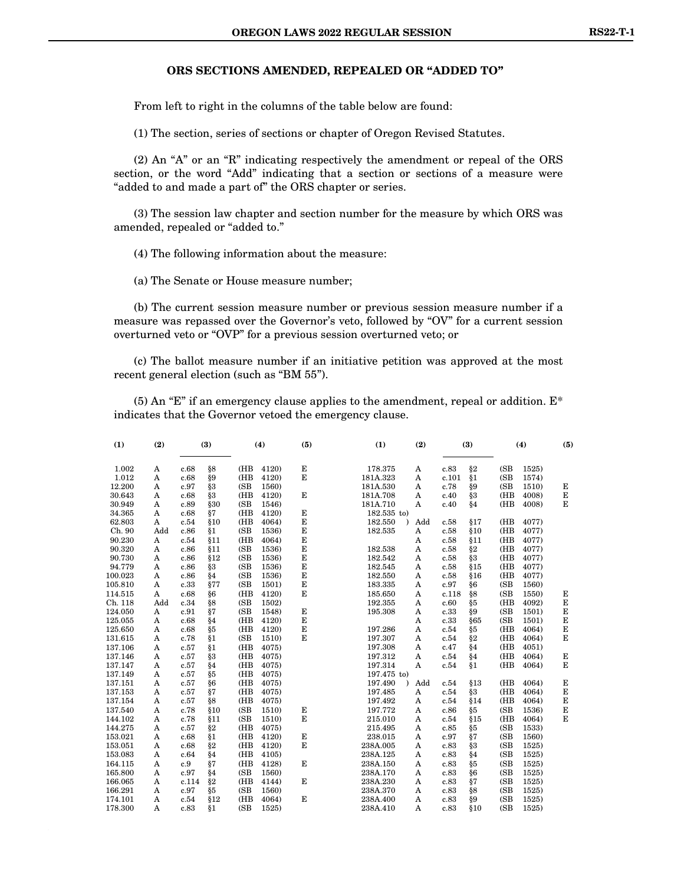## ORS SECTIONS AMENDED, REPEALED OR "ADDED TO"

From left to right in the columns of the table below are found:

(1) The section, series of sections or chapter of Oregon Revised Statutes.

(2) An "A" or an "R" indicating respectively the amendment or repeal of the ORS section, or the word "Add" indicating that a section or sections of a measure were "added to and made a part of" the ORS chapter or series.

(3) The session law chapter and section number for the measure by which ORS was amended, repealed or "added to."

(4) The following information about the measure:

(a) The Senate or House measure number;

(b) The current session measure number or previous session measure number if a measure was repassed over the Governor's veto, followed by "OV" for a current session overturned veto or "OVP" for a previous session overturned veto; or

(c) The ballot measure number if an initiative petition was approved at the most recent general election (such as "BM 55").

(5) An "E" if an emergency clause applies to the amendment, repeal or addition. E* indicates that the Governor vetoed the emergency clause.

| (1) | (2) | (3) | | (4) | | (5) |
|---|---|---|---|---|---|---|
| 1.002 | A | c.68 | §8 | (HB | 4120) | E |
| 1.012 | A | c.68 | §9 | (HB | 4120) | E |
| 12.200 | A | c.97 | §3 | (SB | 1560) | |
| 30.643 | A | c.68 | §3 | (HB | 4120) | E |
| 30.949 | A | c.89 | §30 | (SB | 1546) | |
| 34.365 | A | c.68 | §7 | (HB | 4120) | E |
| 62.803 | A | c.54 | §10 | (HB | 4064) | E |
| Ch. 90 | Add | c.86 | §1 | (SB | 1536) | E |
| 90.230 | A | c.54 | §11 | (HB | 4064) | E |
| 90.320 | A | c.86 | §11 | (SB | 1536) | E |
| 90.730 | A | c.86 | §12 | (SB | 1536) | E |
| 94.779 | A | c.86 | §3 | (SB | 1536) | E |
| 100.023 | A | c.86 | §4 | (SB | 1536) | E |
| 105.810 | A | c.33 | §77 | (SB | 1501) | E |
| 114.515 | A | c.68 | §6 | (HB | 4120) | E |
| Ch. 118 | Add | c.34 | §8 | (SB | 1502) | |
| 124.050 | A | c.91 | §7 | (SB | 1548) | E |
| 125.055 | A | c.68 | §4 | (HB | 4120) | E |
| 125.650 | A | c.68 | §5 | (HB | 4120) | E |
| 131.615 | A | c.78 | §1 | (SB | 1510) | E |
| 137.106 | A | c.57 | §1 | (HB | 4075) | |
| 137.146 | A | c.57 | §3 | (HB | 4075) | |
| 137.147 | A | c.57 | §4 | (HB | 4075) | |
| 137.149 | A | c.57 | §5 | (HB | 4075) | |
| 137.151 | A | c.57 | §6 | (HB | 4075) | |
| 137.153 | A | c.57 | §7 | (HB | 4075) | |
| 137.154 | A | c.57 | §8 | (HB | 4075) | |
| 137.540 | A | c.78 | §10 | (SB | 1510) | E |
| 144.102 | A | c.78 | §11 | (SB | 1510) | E |
| 144.275 | A | c.57 | §2 | (HB | 4075) | |
| 153.021 | A | c.68 | §1 | (HB | 4120) | E |
| 153.051 | A | c.68 | §2 | (HB | 4120) | E |
| 153.083 | A | c.64 | §4 | (HB | 4105) | |
| 164.115 | A | c.9 | §7 | (HB | 4128) | E |
| 165.800 | A | c.97 | §4 | (SB | 1560) | |
| 166.065 | A | c.114 | §2 | (HB | 4144) | E |
| 166.291 | A | c.97 | §5 | (SB | 1560) | |
| 174.101 | A | c.54 | §12 | (HB | 4064) | E |
| 178.300 | A | c.83 | §1 | (SB | 1525) | |
| 178.375 | A | c.83 | §2 | (SB | 1525) | |
| 181A.323 | A | c.101 | §1 | (SB | 1574) | |
| 181A.530 | A | c.78 | §9 | (SB | 1510) | E |
| 181A.708 | A | c.40 | §3 | (HB | 4008) | E |
| 181A.710 | A | c.40 | §4 | (HB | 4008) | E |
| 182.535 to 182.550 | Add | c.58 | §17 | (HB | 4077) | |
| 182.535 | A | c.58 | §10 | (HB | 4077) | |
| | A | c.58 | §11 | (HB | 4077) | |
| 182.538 | A | c.58 | §2 | (HB | 4077) | |
| 182.542 | A | c.58 | §3 | (HB | 4077) | |
| 182.545 | A | c.58 | §15 | (HB | 4077) | |
| 182.550 | A | c.58 | §16 | (HB | 4077) | |
| 183.335 | A | c.97 | §6 | (SB | 1560) | |
| 185.650 | A | c.118 | §8 | (SB | 1550) | E |
| 192.355 | A | c.60 | §5 | (HB | 4092) | E |
| 195.308 | A | c.33 | §9 | (SB | 1501) | E |
| | A | c.33 | §65 | (SB | 1501) | E |
| 197.286 | A | c.54 | §5 | (HB | 4064) | E |
| 197.307 | A | c.54 | §2 | (HB | 4064) | E |
| 197.308 | A | c.47 | §4 | (HB | 4051) | |
| 197.312 | A | c.54 | §4 | (HB | 4064) | E |
| 197.314 | A | c.54 | §1 | (HB | 4064) | E |
| 197.475 to 197.490 | Add | c.54 | §13 | (HB | 4064) | E |
| 197.485 | A | c.54 | §3 | (HB | 4064) | E |
| 197.492 | A | c.54 | §14 | (HB | 4064) | E |
| 197.772 | A | c.86 | §5 | (SB | 1536) | E |
| 215.010 | A | c.54 | §15 | (HB | 4064) | E |
| 215.495 | A | c.85 | §5 | (SB | 1533) | |
| 238.015 | A | c.97 | §7 | (SB | 1560) | |
| 238A.005 | A | c.83 | §3 | (SB | 1525) | |
| 238A.125 | A | c.83 | §4 | (SB | 1525) | |
| 238A.150 | A | c.83 | §5 | (SB | 1525) | |
| 238A.170 | A | c.83 | §6 | (SB | 1525) | |
| 238A.230 | A | c.83 | §7 | (SB | 1525) | |
| 238A.370 | A | c.83 | §8 | (SB | 1525) | |
| 238A.400 | A | c.83 | §9 | (SB | 1525) | |
| 238A.410 | A | c.83 | §10 | (SB | 1525) | |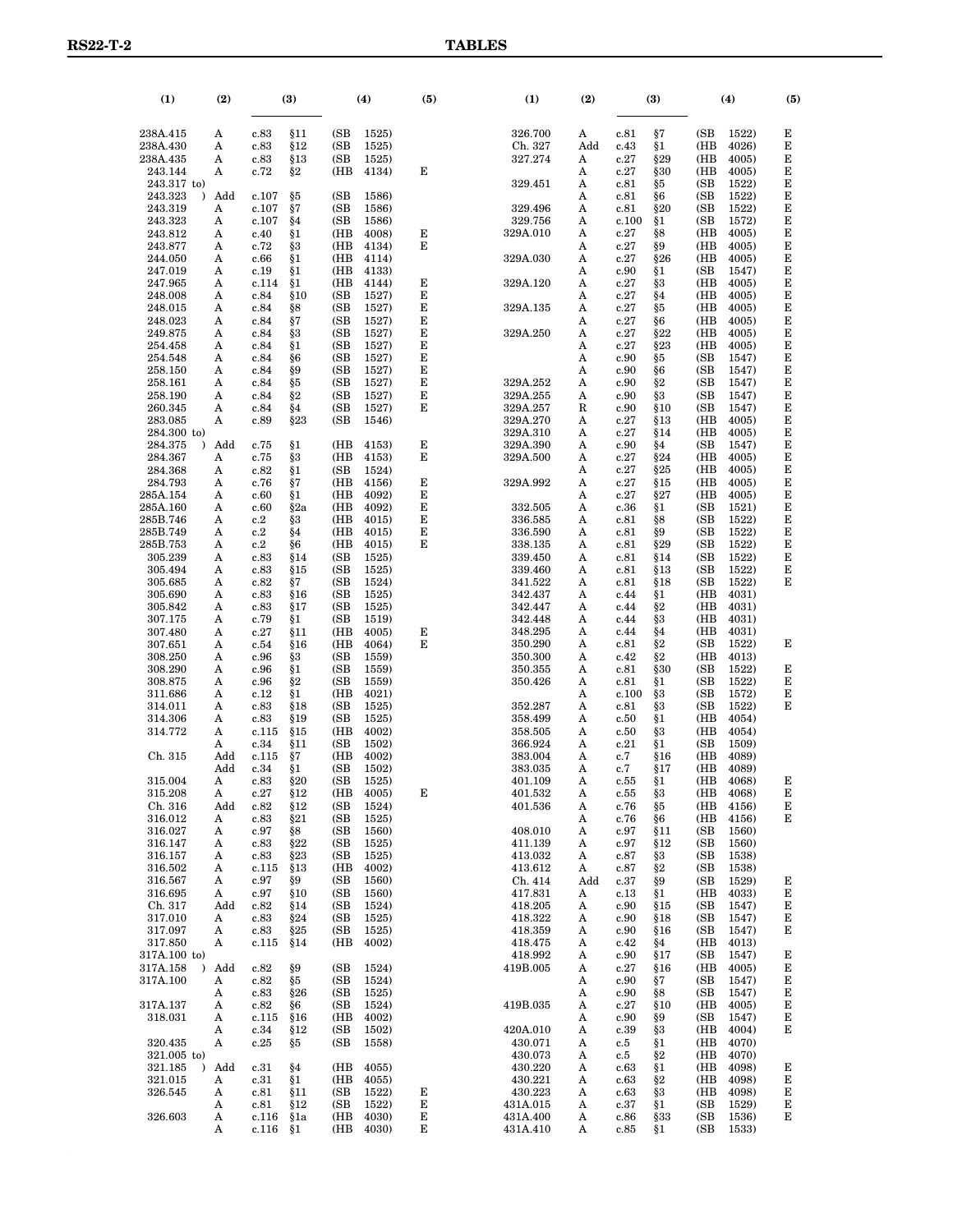| (1) | (2) | (3) | | (4) | (5) |
|---|---|---|---|---|---|
| 238A.415 | A | c.83 | §11 | (SB 1525) | |
| 238A.430 | A | c.83 | §12 | (SB 1525) | |
| 238A.435 | A | c.83 | §13 | (SB 1525) | E |
| 243.144 | A | c.72 | §2 | (HB 4134) | E |
| 243.317 to) | | | | | |
| 243.323 ) | Add | c.107 | §5 | (SB 1586) | |
| 243.319 | A | c.107 | §7 | (SB 1586) | |
| 243.323 | A | c.107 | §4 | (SB 1586) | |
| 243.812 | A | c.40 | §1 | (HB 4008) | E |
| 243.877 | A | c.72 | §3 | (HB 4134) | E |
| 244.050 | A | c.66 | §1 | (HB 4114) | |
| 247.019 | A | c.19 | §1 | (HB 4133) | |
| 247.965 | A | c.114 | §1 | (HB 4144) | E |
| 248.008 | A | c.84 | §10 | (SB 1527) | E |
| 248.015 | A | c.84 | §8 | (SB 1527) | E |
| 248.023 | A | c.84 | §7 | (SB 1527) | E |
| 249.875 | A | c.84 | §3 | (SB 1527) | E |
| 254.458 | A | c.84 | §1 | (SB 1527) | E |
| 254.548 | A | c.84 | §6 | (SB 1527) | E |
| 258.150 | A | c.84 | §9 | (SB 1527) | E |
| 258.161 | A | c.84 | §5 | (SB 1527) | E |
| 258.190 | A | c.84 | §2 | (SB 1527) | E |
| 260.345 | A | c.84 | §4 | (SB 1527) | E |
| 283.085 | A | c.89 | §23 | (SB 1546) | |
| 284.300 to) | | | | | |
| 284.375 ) | Add | c.75 | §1 | (HB 4153) | E |
| 284.367 | A | c.75 | §3 | (HB 4153) | E |
| 284.368 | A | c.82 | §1 | (SB 1524) | |
| 284.793 | A | c.76 | §7 | (HB 4156) | E |
| 285A.154 | A | c.60 | §1 | (HB 4092) | E |
| 285A.160 | A | c.60 | §2a | (HB 4092) | E |
| 285B.746 | A | c.2 | §3 | (HB 4015) | E |
| 285B.749 | A | c.2 | §4 | (HB 4015) | E |
| 285B.753 | A | c.2 | §6 | (HB 4015) | E |
| 305.239 | A | c.83 | §14 | (SB 1525) | |
| 305.494 | A | c.83 | §15 | (SB 1525) | |
| 305.685 | A | c.82 | §7 | (SB 1524) | |
| 305.690 | A | c.83 | §16 | (SB 1525) | |
| 305.842 | A | c.83 | §17 | (SB 1525) | |
| 307.175 | A | c.79 | §1 | (SB 1519) | |
| 307.480 | A | c.27 | §11 | (HB 4005) | E |
| 307.651 | A | c.54 | §16 | (HB 4064) | E |
| 308.250 | A | c.96 | §3 | (SB 1559) | |
| 308.290 | A | c.96 | §1 | (SB 1559) | |
| 308.875 | A | c.96 | §2 | (SB 1559) | |
| 311.686 | A | c.12 | §1 | (HB 4021) | |
| 314.011 | A | c.83 | §18 | (SB 1525) | |
| 314.306 | A | c.83 | §19 | (SB 1525) | |
| 314.772 | A | c.115 | §15 | (HB 4002) | |
| | A | c.34 | §11 | (SB 1502) | |
| Ch. 315 | Add | c.115 | §7 | (HB 4002) | |
| | Add | c.34 | §1 | (SB 1502) | |
| 315.004 | A | c.83 | §20 | (SB 1525) | |
| 315.208 | A | c.27 | §12 | (HB 4005) | E |
| Ch. 316 | Add | c.82 | §12 | (SB 1524) | |
| 316.012 | A | c.83 | §21 | (SB 1525) | |
| 316.027 | A | c.97 | §8 | (SB 1560) | |
| 316.147 | A | c.83 | §22 | (SB 1525) | |
| 316.157 | A | c.83 | §23 | (SB 1525) | |
| 316.502 | A | c.115 | §13 | (HB 4002) | |
| 316.567 | A | c.97 | §9 | (SB 1560) | |
| 316.695 | A | c.97 | §10 | (SB 1560) | |
| Ch. 317 | Add | c.82 | §14 | (SB 1524) | |
| 317.010 | A | c.83 | §24 | (SB 1525) | |
| 317.097 | A | c.83 | §25 | (SB 1525) | |
| 317.850 | A | c.115 | §14 | (HB 4002) | |
| 317A.100 to) | | | | | |
| 317A.158 ) | Add | c.82 | §9 | (SB 1524) | |
| 317A.100 | A | c.82 | §5 | (SB 1524) | |
| | A | c.83 | §26 | (SB 1525) | |
| 317A.137 | A | c.82 | §6 | (SB 1524) | |
| 318.031 | A | c.115 | §16 | (HB 4002) | |
| | A | c.34 | §12 | (SB 1502) | |
| 320.435 | A | c.25 | §5 | (SB 1558) | |
| 321.005 to) | | | | | |
| 321.185 ) | Add | c.31 | §4 | (HB 4055) | |
| 321.015 | A | c.31 | §1 | (HB 4055) | |
| 326.545 | A | c.81 | §11 | (SB 1522) | E |
| | A | c.81 | §12 | (SB 1522) | E |
| 326.603 | A | c.116 | §1a | (HB 4030) | E |
| | A | c.116 | §1 | (HB 4030) | E |
| 326.700 | A | c.81 | §7 | (SB 1522) | E |
| Ch. 327 | Add | c.43 | §1 | (HB 4026) | E |
| 327.274 | A | c.27 | §29 | (HB 4005) | E |
| | A | c.27 | §30 | (HB 4005) | E |
| 329.451 | A | c.81 | §5 | (SB 1522) | E |
| | A | c.81 | §6 | (SB 1522) | E |
| 329.496 | A | c.81 | §20 | (SB 1522) | E |
| 329.756 | A | c.100 | §1 | (SB 1572) | E |
| 329A.010 | A | c.27 | §8 | (HB 4005) | E |
| | A | c.27 | §9 | (HB 4005) | E |
| 329A.030 | A | c.27 | §26 | (HB 4005) | E |
| | A | c.90 | §1 | (SB 1547) | E |
| 329A.120 | A | c.27 | §3 | (HB 4005) | E |
| | A | c.27 | §4 | (HB 4005) | E |
| 329A.135 | A | c.27 | §5 | (HB 4005) | E |
| | A | c.27 | §6 | (HB 4005) | E |
| 329A.250 | A | c.27 | §22 | (HB 4005) | E |
| | A | c.27 | §23 | (HB 4005) | E |
| | A | c.90 | §5 | (SB 1547) | E |
| | A | c.90 | §6 | (SB 1547) | E |
| 329A.252 | A | c.90 | §2 | (SB 1547) | E |
| 329A.255 | A | c.90 | §3 | (SB 1547) | E |
| 329A.257 | R | c.90 | §10 | (SB 1547) | E |
| 329A.270 | A | c.27 | §13 | (HB 4005) | E |
| 329A.310 | A | c.27 | §14 | (HB 4005) | E |
| 329A.390 | A | c.90 | §4 | (SB 1547) | E |
| 329A.500 | A | c.27 | §24 | (HB 4005) | E |
| | A | c.27 | §25 | (HB 4005) | E |
| 329A.992 | A | c.27 | §15 | (HB 4005) | E |
| | A | c.27 | §27 | (HB 4005) | E |
| 332.505 | A | c.36 | §1 | (SB 1521) | E |
| 336.585 | A | c.81 | §8 | (SB 1522) | E |
| 336.590 | A | c.81 | §9 | (SB 1522) | E |
| 338.135 | A | c.81 | §29 | (SB 1522) | E |
| 339.450 | A | c.81 | §14 | (SB 1522) | E |
| 339.460 | A | c.81 | §13 | (SB 1522) | E |
| 341.522 | A | c.81 | §18 | (SB 1522) | E |
| 342.437 | A | c.44 | §1 | (HB 4031) | |
| 342.447 | A | c.44 | §2 | (HB 4031) | |
| 342.448 | A | c.44 | §3 | (HB 4031) | |
| 348.295 | A | c.44 | §4 | (HB 4031) | |
| 350.290 | A | c.81 | §2 | (SB 1522) | E |
| 350.300 | A | c.42 | §2 | (HB 4013) | |
| 350.355 | A | c.81 | §30 | (SB 1522) | E |
| 350.426 | A | c.81 | §1 | (SB 1522) | E |
| | A | c.100 | §3 | (SB 1572) | E |
| 352.287 | A | c.81 | §3 | (SB 1522) | E |
| 358.499 | A | c.50 | §1 | (HB 4054) | |
| 358.505 | A | c.50 | §3 | (HB 4054) | |
| 366.924 | A | c.21 | §1 | (SB 1509) | |
| 383.004 | A | c.7 | §16 | (HB 4089) | |
| 383.035 | A | c.7 | §17 | (HB 4089) | |
| 401.109 | A | c.55 | §1 | (HB 4068) | E |
| 401.532 | A | c.55 | §3 | (HB 4068) | E |
| 401.536 | A | c.76 | §5 | (HB 4156) | E |
| | A | c.76 | §6 | (HB 4156) | E |
| 408.010 | A | c.97 | §11 | (SB 1560) | |
| 411.139 | A | c.97 | §12 | (SB 1560) | |
| 413.032 | A | c.87 | §3 | (SB 1538) | |
| 413.612 | A | c.87 | §2 | (SB 1538) | |
| Ch. 414 | Add | c.37 | §9 | (SB 1529) | E |
| 417.831 | A | c.13 | §1 | (HB 4033) | E |
| 418.205 | A | c.90 | §15 | (SB 1547) | E |
| 418.322 | A | c.90 | §18 | (SB 1547) | E |
| 418.359 | A | c.90 | §16 | (SB 1547) | E |
| 418.475 | A | c.42 | §4 | (HB 4013) | |
| 418.992 | A | c.90 | §17 | (SB 1547) | E |
| 419B.005 | A | c.27 | §16 | (HB 4005) | E |
| | A | c.90 | §7 | (SB 1547) | E |
| | A | c.90 | §8 | (SB 1547) | E |
| 419B.035 | A | c.27 | §10 | (HB 4005) | E |
| | A | c.90 | §9 | (SB 1547) | E |
| 420A.010 | A | c.39 | §3 | (HB 4004) | E |
| 430.071 | A | c.5 | §1 | (HB 4070) | |
| 430.073 | A | c.5 | §2 | (HB 4070) | |
| 430.220 | A | c.63 | §1 | (HB 4098) | E |
| 430.221 | A | c.63 | §2 | (HB 4098) | E |
| 430.223 | A | c.63 | §3 | (HB 4098) | E |
| 431A.015 | A | c.37 | §1 | (SB 1529) | E |
| 431A.400 | A | c.86 | §33 | (SB 1536) | E |
| 431A.410 | A | c.85 | §1 | (SB 1533) | |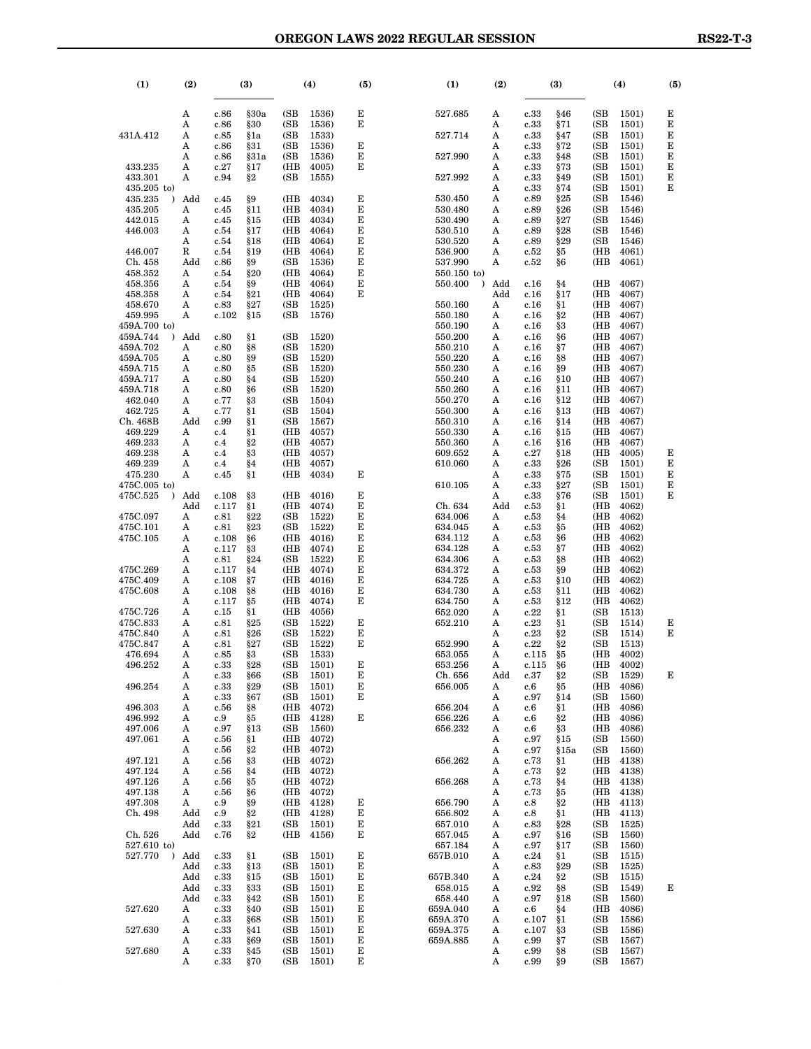| (1) | (2) | (3) | | (4) | | (5) |
|---|---|---|---|---|---|---|
| | A | c.86 | §30a | (SB | 1536) | E |
| | A | c.86 | §30 | (SB | 1536) | E |
| 431A.412 | A | c.85 | §1a | (SB | 1533) | |
| | A | c.86 | §31 | (SB | 1536) | E |
| | A | c.86 | §31a | (SB | 1536) | E |
| 433.235 | A | c.27 | §17 | (HB | 4005) | E |
| 433.301 | A | c.94 | §2 | (SB | 1555) | |
| 435.205 to) | | | | | | |
| 435.235 ) | Add | c.45 | §9 | (HB | 4034) | E |
| 435.205 | A | c.45 | §11 | (HB | 4034) | E |
| 442.015 | A | c.45 | §15 | (HB | 4034) | E |
| 446.003 | A | c.54 | §17 | (HB | 4064) | E |
| | A | c.54 | §18 | (HB | 4064) | E |
| 446.007 | R | c.54 | §19 | (HB | 4064) | E |
| Ch. 458 | Add | c.86 | §9 | (SB | 1536) | E |
| 458.352 | A | c.54 | §20 | (HB | 4064) | E |
| 458.356 | A | c.54 | §9 | (HB | 4064) | E |
| 458.358 | A | c.54 | §21 | (HB | 4064) | E |
| 458.670 | A | c.83 | §27 | (SB | 1525) | |
| 459.995 | A | c.102 | §15 | (SB | 1576) | |
| 459A.700 to) | | | | | | |
| 459A.744 ) | Add | c.80 | §1 | (SB | 1520) | |
| 459A.702 | A | c.80 | §8 | (SB | 1520) | |
| 459A.705 | A | c.80 | §9 | (SB | 1520) | |
| 459A.715 | A | c.80 | §5 | (SB | 1520) | |
| 459A.717 | A | c.80 | §4 | (SB | 1520) | |
| 459A.718 | A | c.80 | §6 | (SB | 1520) | |
| 462.040 | A | c.77 | §3 | (SB | 1504) | |
| 462.725 | A | c.77 | §1 | (SB | 1504) | |
| Ch. 468B | Add | c.99 | §1 | (SB | 1567) | |
| 469.229 | A | c.4 | §1 | (HB | 4057) | |
| 469.233 | A | c.4 | §2 | (HB | 4057) | |
| 469.238 | A | c.4 | §3 | (HB | 4057) | |
| 469.239 | A | c.4 | §4 | (HB | 4057) | |
| 475.230 | A | c.45 | §1 | (HB | 4034) | E |
| 475C.005 to) | | | | | | |
| 475C.525 ) | Add | c.108 | §3 | (HB | 4016) | E |
| | Add | c.117 | §1 | (HB | 4074) | E |
| 475C.097 | A | c.81 | §22 | (SB | 1522) | E |
| 475C.101 | A | c.81 | §23 | (SB | 1522) | E |
| 475C.105 | A | c.108 | §6 | (HB | 4016) | E |
| | A | c.117 | §3 | (HB | 4074) | E |
| | A | c.81 | §24 | (SB | 1522) | E |
| 475C.269 | A | c.117 | §4 | (HB | 4074) | E |
| 475C.409 | A | c.108 | §7 | (HB | 4016) | E |
| 475C.608 | A | c.108 | §8 | (HB | 4016) | E |
| | A | c.117 | §5 | (HB | 4074) | E |
| 475C.726 | A | c.15 | §1 | (HB | 4056) | |
| 475C.833 | A | c.81 | §25 | (SB | 1522) | E |
| 475C.840 | A | c.81 | §26 | (SB | 1522) | E |
| 475C.847 | A | c.81 | §27 | (SB | 1522) | E |
| 476.694 | A | c.85 | §3 | (SB | 1533) | |
| 496.252 | A | c.33 | §28 | (SB | 1501) | E |
| | A | c.33 | §66 | (SB | 1501) | E |
| 496.254 | A | c.33 | §29 | (SB | 1501) | E |
| | A | c.33 | §67 | (SB | 1501) | E |
| 496.303 | A | c.56 | §8 | (HB | 4072) | |
| 496.992 | A | c.9 | §5 | (HB | 4128) | E |
| 497.006 | A | c.97 | §13 | (SB | 1560) | |
| 497.061 | A | c.56 | §1 | (HB | 4072) | |
| | A | c.56 | §2 | (HB | 4072) | |
| 497.121 | A | c.56 | §3 | (HB | 4072) | |
| 497.124 | A | c.56 | §4 | (HB | 4072) | |
| 497.126 | A | c.56 | §5 | (HB | 4072) | |
| 497.138 | A | c.56 | §6 | (HB | 4072) | |
| 497.308 | A | c.9 | §9 | (HB | 4128) | E |
| Ch. 498 | Add | c.9 | §2 | (HB | 4128) | E |
| | Add | c.33 | §21 | (SB | 1501) | E |
| Ch. 526 | Add | c.76 | §2 | (HB | 4156) | E |
| 527.610 to) | | | | | | |
| 527.770 ) | Add | c.33 | §1 | (SB | 1501) | E |
| | Add | c.33 | §13 | (SB | 1501) | E |
| | Add | c.33 | §15 | (SB | 1501) | E |
| | Add | c.33 | §33 | (SB | 1501) | E |
| | Add | c.33 | §42 | (SB | 1501) | E |
| 527.620 | A | c.33 | §40 | (SB | 1501) | E |
| | A | c.33 | §68 | (SB | 1501) | E |
| 527.630 | A | c.33 | §41 | (SB | 1501) | E |
| | A | c.33 | §69 | (SB | 1501) | E |
| 527.680 | A | c.33 | §45 | (SB | 1501) | E |
| | A | c.33 | §70 | (SB | 1501) | E |
| 527.685 | A | c.33 | §46 | (SB | 1501) | E |
| | A | c.33 | §71 | (SB | 1501) | E |
| 527.714 | A | c.33 | §47 | (SB | 1501) | E |
| | A | c.33 | §72 | (SB | 1501) | E |
| 527.990 | A | c.33 | §48 | (SB | 1501) | E |
| | A | c.33 | §73 | (SB | 1501) | E |
| 527.992 | A | c.33 | §49 | (SB | 1501) | E |
| | A | c.33 | §74 | (SB | 1501) | E |
| 530.450 | A | c.89 | §25 | (SB | 1546) | |
| 530.480 | A | c.89 | §26 | (SB | 1546) | |
| 530.490 | A | c.89 | §27 | (SB | 1546) | |
| 530.510 | A | c.89 | §28 | (SB | 1546) | |
| 530.520 | A | c.89 | §29 | (SB | 1546) | |
| 536.900 | A | c.52 | §5 | (HB | 4061) | |
| 537.990 | A | c.52 | §6 | (HB | 4061) | |
| 550.150 to) | | | | | | |
| 550.400 ) | Add | c.16 | §4 | (HB | 4067) | |
| | Add | c.16 | §17 | (HB | 4067) | |
| 550.160 | A | c.16 | §1 | (HB | 4067) | |
| 550.180 | A | c.16 | §2 | (HB | 4067) | |
| 550.190 | A | c.16 | §3 | (HB | 4067) | |
| 550.200 | A | c.16 | §6 | (HB | 4067) | |
| 550.210 | A | c.16 | §7 | (HB | 4067) | |
| 550.220 | A | c.16 | §8 | (HB | 4067) | |
| 550.230 | A | c.16 | §9 | (HB | 4067) | |
| 550.240 | A | c.16 | §10 | (HB | 4067) | |
| 550.260 | A | c.16 | §11 | (HB | 4067) | |
| 550.270 | A | c.16 | §12 | (HB | 4067) | |
| 550.300 | A | c.16 | §13 | (HB | 4067) | |
| 550.310 | A | c.16 | §14 | (HB | 4067) | |
| 550.330 | A | c.16 | §15 | (HB | 4067) | |
| 550.360 | A | c.16 | §16 | (HB | 4067) | |
| 609.652 | A | c.27 | §18 | (HB | 4005) | E |
| 610.060 | A | c.33 | §26 | (SB | 1501) | E |
| | A | c.33 | §75 | (SB | 1501) | E |
| 610.105 | A | c.33 | §27 | (SB | 1501) | E |
| | A | c.33 | §76 | (SB | 1501) | E |
| Ch. 634 | Add | c.53 | §1 | (HB | 4062) | |
| 634.006 | A | c.53 | §4 | (HB | 4062) | |
| 634.045 | A | c.53 | §5 | (HB | 4062) | |
| 634.112 | A | c.53 | §6 | (HB | 4062) | |
| 634.128 | A | c.53 | §7 | (HB | 4062) | |
| 634.306 | A | c.53 | §8 | (HB | 4062) | |
| 634.372 | A | c.53 | §9 | (HB | 4062) | |
| 634.725 | A | c.53 | §10 | (HB | 4062) | |
| 634.730 | A | c.53 | §11 | (HB | 4062) | |
| 634.750 | A | c.53 | §12 | (HB | 4062) | |
| 652.020 | A | c.22 | §1 | (SB | 1513) | |
| 652.210 | A | c.23 | §1 | (SB | 1514) | E |
| | A | c.23 | §2 | (SB | 1514) | E |
| 652.990 | A | c.22 | §2 | (SB | 1513) | |
| 653.055 | A | c.115 | §5 | (HB | 4002) | |
| 653.256 | A | c.115 | §6 | (HB | 4002) | |
| Ch. 656 | Add | c.37 | §2 | (SB | 1529) | E |
| 656.005 | A | c.6 | §5 | (HB | 4086) | |
| | A | c.97 | §14 | (SB | 1560) | |
| 656.204 | A | c.6 | §1 | (HB | 4086) | |
| 656.226 | A | c.6 | §2 | (HB | 4086) | |
| 656.232 | A | c.6 | §3 | (HB | 4086) | |
| | A | c.97 | §15 | (SB | 1560) | |
| | A | c.97 | §15a | (SB | 1560) | |
| 656.262 | A | c.73 | §1 | (HB | 4138) | |
| | A | c.73 | §2 | (HB | 4138) | |
| 656.268 | A | c.73 | §4 | (HB | 4138) | |
| | A | c.73 | §5 | (HB | 4138) | |
| 656.790 | A | c.8 | §2 | (HB | 4113) | |
| 656.802 | A | c.8 | §1 | (HB | 4113) | |
| 657.010 | A | c.83 | §28 | (SB | 1525) | |
| 657.045 | A | c.97 | §16 | (SB | 1560) | |
| 657.184 | A | c.97 | §17 | (SB | 1560) | |
| 657B.010 | A | c.24 | §1 | (SB | 1515) | |
| | A | c.83 | §29 | (SB | 1525) | |
| 657B.340 | A | c.24 | §2 | (SB | 1515) | |
| 658.015 | A | c.92 | §8 | (SB | 1549) | E |
| 658.440 | A | c.97 | §18 | (SB | 1560) | |
| 659A.040 | A | c.6 | §4 | (HB | 4086) | |
| 659A.370 | A | c.107 | §1 | (SB | 1586) | |
| 659A.375 | A | c.107 | §3 | (SB | 1586) | |
| 659A.885 | A | c.99 | §7 | (SB | 1567) | |
| | A | c.99 | §8 | (SB | 1567) | |
| | A | c.99 | §9 | (SB | 1567) | |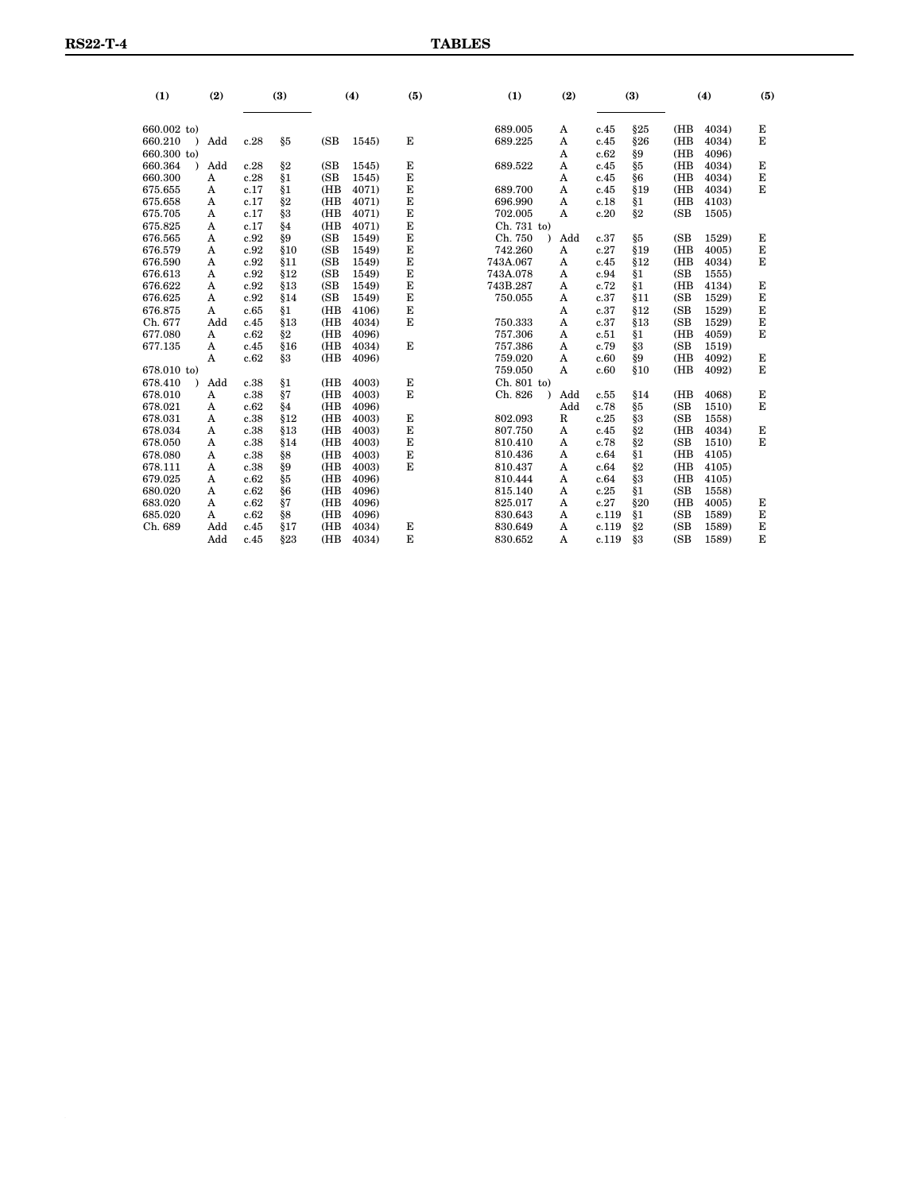| (1) | (2) | (3) | | (4) | | (5) |
|---|---|---|---|---|---|---|
| 660.002 to) | | | | | | |
| 660.210 ) | Add | c.28 | §5 | (SB | 1545) | E |
| 660.300 to) | | | | | | |
| 660.364 ) | Add | c.28 | §2 | (SB | 1545) | E |
| 660.300 | A | c.28 | §1 | (SB | 1545) | E |
| 675.655 | A | c.17 | §1 | (HB | 4071) | E |
| 675.658 | A | c.17 | §2 | (HB | 4071) | E |
| 675.705 | A | c.17 | §3 | (HB | 4071) | E |
| 675.825 | A | c.17 | §4 | (HB | 4071) | E |
| 676.565 | A | c.92 | §9 | (SB | 1549) | E |
| 676.579 | A | c.92 | §10 | (SB | 1549) | E |
| 676.590 | A | c.92 | §11 | (SB | 1549) | E |
| 676.613 | A | c.92 | §12 | (SB | 1549) | E |
| 676.622 | A | c.92 | §13 | (SB | 1549) | E |
| 676.625 | A | c.92 | §14 | (SB | 1549) | E |
| 676.875 | A | c.65 | §1 | (HB | 4106) | E |
| Ch. 677 | Add | c.45 | §13 | (HB | 4034) | E |
| 677.080 | A | c.62 | §2 | (HB | 4096) | |
| 677.135 | A | c.45 | §16 | (HB | 4034) | E |
| | A | c.62 | §3 | (HB | 4096) | |
| 678.010 to) | | | | | | |
| 678.410 ) | Add | c.38 | §1 | (HB | 4003) | E |
| 678.010 | A | c.38 | §7 | (HB | 4003) | E |
| 678.021 | A | c.62 | §4 | (HB | 4096) | |
| 678.031 | A | c.38 | §12 | (HB | 4003) | E |
| 678.034 | A | c.38 | §13 | (HB | 4003) | E |
| 678.050 | A | c.38 | §14 | (HB | 4003) | E |
| 678.080 | A | c.38 | §8 | (HB | 4003) | E |
| 678.111 | A | c.38 | §9 | (HB | 4003) | E |
| 679.025 | A | c.62 | §5 | (HB | 4096) | |
| 680.020 | A | c.62 | §6 | (HB | 4096) | |
| 683.020 | A | c.62 | §7 | (HB | 4096) | |
| 685.020 | A | c.62 | §8 | (HB | 4096) | |
| Ch. 689 | Add | c.45 | §17 | (HB | 4034) | E |
| | Add | c.45 | §23 | (HB | 4034) | E |
| 689.005 | A | c.45 | §25 | (HB | 4034) | E |
| 689.225 | A | c.45 | §26 | (HB | 4034) | E |
| | A | c.62 | §9 | (HB | 4096) | |
| 689.522 | A | c.45 | §5 | (HB | 4034) | E |
| | A | c.45 | §6 | (HB | 4034) | E |
| 689.700 | A | c.45 | §19 | (HB | 4034) | E |
| 696.990 | A | c.18 | §1 | (HB | 4103) | |
| 702.005 | A | c.20 | §2 | (SB | 1505) | |
| Ch. 731 to) | | | | | | |
| Ch. 750 ) | Add | c.37 | §5 | (SB | 1529) | E |
| 742.260 | A | c.27 | §19 | (HB | 4005) | E |
| 743A.067 | A | c.45 | §12 | (HB | 4034) | E |
| 743A.078 | A | c.94 | §1 | (SB | 1555) | |
| 743B.287 | A | c.72 | §1 | (HB | 4134) | E |
| 750.055 | A | c.37 | §11 | (SB | 1529) | E |
| | A | c.37 | §12 | (SB | 1529) | E |
| 750.333 | A | c.37 | §13 | (SB | 1529) | E |
| 757.306 | A | c.51 | §1 | (HB | 4059) | E |
| 757.386 | A | c.79 | §3 | (SB | 1519) | |
| 759.020 | A | c.60 | §9 | (HB | 4092) | E |
| 759.050 | A | c.60 | §10 | (HB | 4092) | E |
| Ch. 801 to) | | | | | | |
| Ch. 826 ) | Add | c.55 | §14 | (HB | 4068) | E |
| | Add | c.78 | §5 | (SB | 1510) | E |
| 802.093 | R | c.25 | §3 | (SB | 1558) | |
| 807.750 | A | c.45 | §2 | (HB | 4034) | E |
| 810.410 | A | c.78 | §2 | (SB | 1510) | E |
| 810.436 | A | c.64 | §1 | (HB | 4105) | |
| 810.437 | A | c.64 | §2 | (HB | 4105) | |
| 810.444 | A | c.64 | §3 | (HB | 4105) | |
| 815.140 | A | c.25 | §1 | (SB | 1558) | |
| 825.017 | A | c.27 | §20 | (HB | 4005) | E |
| 830.643 | A | c.119 | §1 | (SB | 1589) | E |
| 830.649 | A | c.119 | §2 | (SB | 1589) | E |
| 830.652 | A | c.119 | §3 | (SB | 1589) | E |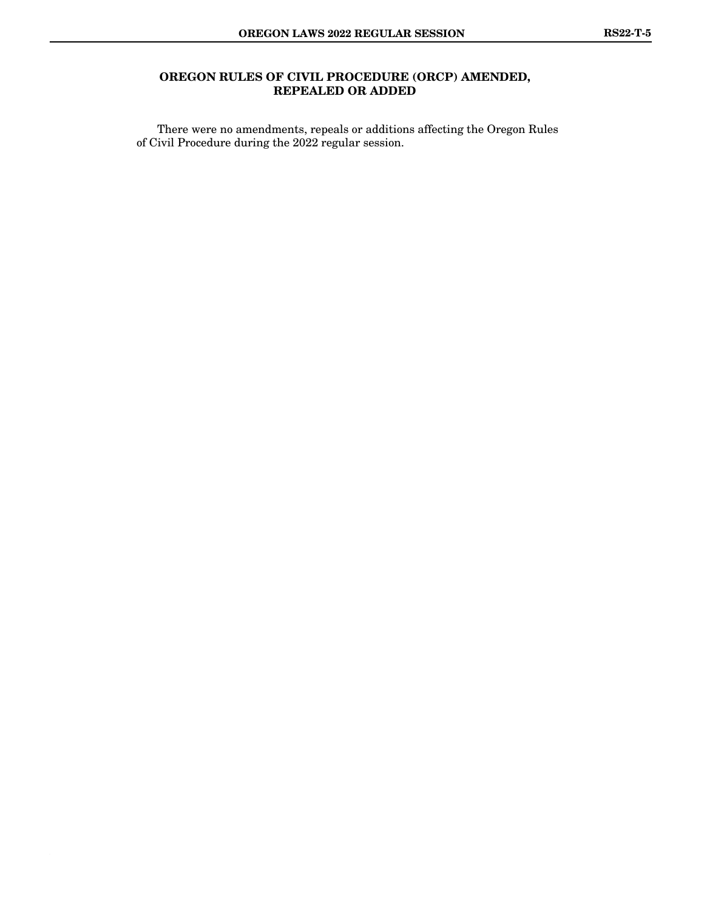## OREGON RULES OF CIVIL PROCEDURE (ORCP) AMENDED, REPEALED OR ADDED

There were no amendments, repeals or additions affecting the Oregon Rules of Civil Procedure during the 2022 regular session.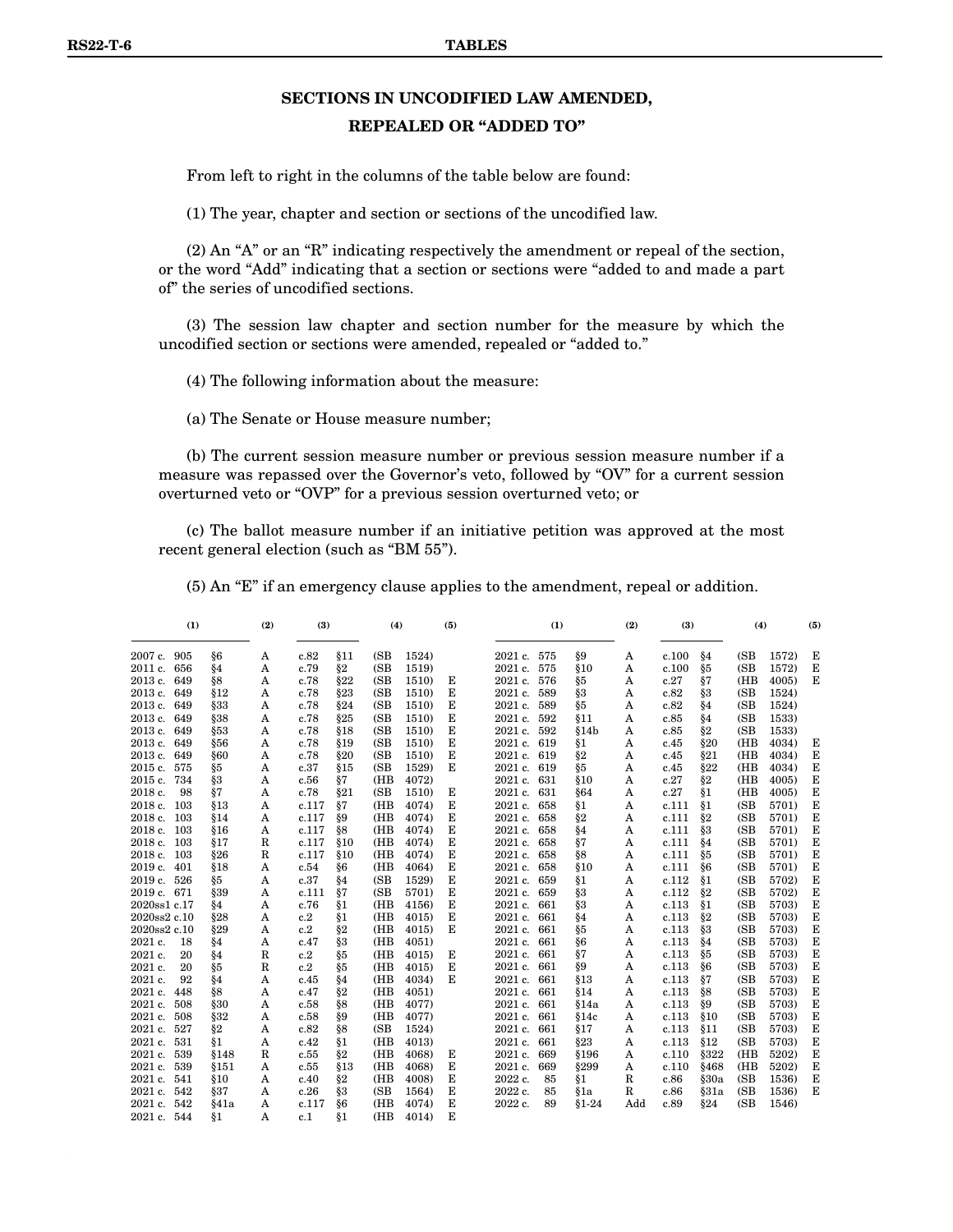# SECTIONS IN UNCODIFIED LAW AMENDED, REPEALED OR "ADDED TO"

From left to right in the columns of the table below are found:

(1) The year, chapter and section or sections of the uncodified law.

(2) An "A" or an "R" indicating respectively the amendment or repeal of the section, or the word "Add" indicating that a section or sections were "added to and made a part of" the series of uncodified sections.

(3) The session law chapter and section number for the measure by which the uncodified section or sections were amended, repealed or "added to."

(4) The following information about the measure:

(a) The Senate or House measure number;

(b) The current session measure number or previous session measure number if a measure was repassed over the Governor's veto, followed by "OV" for a current session overturned veto or "OVP" for a previous session overturned veto; or

(c) The ballot measure number if an initiative petition was approved at the most recent general election (such as "BM 55").

(5) An "E" if an emergency clause applies to the amendment, repeal or addition.

| (1) | | (2) | (3) | | (4) | (5) |
|---|---|---|---|---|---|---|
| 2007 c. 905 | §6 | A | c.82 | §11 | (SB 1524) | |
| 2011 c. 656 | §4 | A | c.79 | §2 | (SB 1519) | |
| 2013 c. 649 | §8 | A | c.78 | §22 | (SB 1510) | E |
| 2013 c. 649 | §12 | A | c.78 | §23 | (SB 1510) | E |
| 2013 c. 649 | §33 | A | c.78 | §24 | (SB 1510) | E |
| 2013 c. 649 | §38 | A | c.78 | §25 | (SB 1510) | E |
| 2013 c. 649 | §53 | A | c.78 | §18 | (SB 1510) | E |
| 2013 c. 649 | §56 | A | c.78 | §19 | (SB 1510) | E |
| 2013 c. 649 | §60 | A | c.78 | §20 | (SB 1510) | E |
| 2015 c. 575 | §5 | A | c.37 | §15 | (SB 1529) | E |
| 2015 c. 734 | §3 | A | c.56 | §7 | (HB 4072) | |
| 2018 c. 98 | §7 | A | c.78 | §21 | (SB 1510) | E |
| 2018 c. 103 | §13 | A | c.117 | §7 | (HB 4074) | E |
| 2018 c. 103 | §14 | A | c.117 | §9 | (HB 4074) | E |
| 2018 c. 103 | §16 | A | c.117 | §8 | (HB 4074) | E |
| 2018 c. 103 | §17 | R | c.117 | §10 | (HB 4074) | E |
| 2018 c. 103 | §26 | R | c.117 | §10 | (HB 4074) | E |
| 2019 c. 401 | §18 | A | c.54 | §6 | (HB 4064) | E |
| 2019 c. 526 | §5 | A | c.37 | §4 | (SB 1529) | E |
| 2019 c. 671 | §39 | A | c.111 | §7 | (SB 5701) | E |
| 2020ss1 c.17 | §4 | A | c.76 | §1 | (HB 4156) | E |
| 2020ss2 c.10 | §28 | A | c.2 | §1 | (HB 4015) | E |
| 2020ss2 c.10 | §29 | A | c.2 | §2 | (HB 4015) | E |
| 2021 c. 18 | §4 | A | c.47 | §3 | (HB 4051) | |
| 2021 c. 20 | §4 | R | c.2 | §5 | (HB 4015) | E |
| 2021 c. 20 | §5 | R | c.2 | §5 | (HB 4015) | E |
| 2021 c. 92 | §4 | A | c.45 | §4 | (HB 4034) | E |
| 2021 c. 448 | §8 | A | c.47 | §2 | (HB 4051) | |
| 2021 c. 508 | §30 | A | c.58 | §8 | (HB 4077) | |
| 2021 c. 508 | §32 | A | c.58 | §9 | (HB 4077) | |
| 2021 c. 527 | §2 | A | c.82 | §8 | (SB 1524) | |
| 2021 c. 531 | §1 | A | c.42 | §1 | (HB 4013) | |
| 2021 c. 539 | §148 | R | c.55 | §2 | (HB 4068) | E |
| 2021 c. 539 | §151 | A | c.55 | §13 | (HB 4068) | E |
| 2021 c. 541 | §10 | A | c.40 | §2 | (HB 4008) | E |
| 2021 c. 542 | §37 | A | c.26 | §3 | (SB 1564) | E |
| 2021 c. 542 | §41a | A | c.117 | §6 | (HB 4074) | E |
| 2021 c. 544 | §1 | A | c.1 | §1 | (HB 4014) | E |
| 2021 c. 575 | §9 | A | c.100 | §4 | (SB 1572) | E |
| 2021 c. 575 | §10 | A | c.100 | §5 | (SB 1572) | E |
| 2021 c. 576 | §5 | A | c.27 | §7 | (HB 4005) | E |
| 2021 c. 589 | §3 | A | c.82 | §3 | (SB 1524) | |
| 2021 c. 589 | §5 | A | c.82 | §4 | (SB 1524) | |
| 2021 c. 592 | §11 | A | c.85 | §4 | (SB 1533) | |
| 2021 c. 592 | §14b | A | c.85 | §2 | (SB 1533) | |
| 2021 c. 619 | §1 | A | c.45 | §20 | (HB 4034) | E |
| 2021 c. 619 | §2 | A | c.45 | §21 | (HB 4034) | E |
| 2021 c. 619 | §5 | A | c.45 | §22 | (HB 4034) | E |
| 2021 c. 631 | §10 | A | c.27 | §2 | (HB 4005) | E |
| 2021 c. 631 | §64 | A | c.27 | §1 | (HB 4005) | E |
| 2021 c. 658 | §1 | A | c.111 | §1 | (SB 5701) | E |
| 2021 c. 658 | §2 | A | c.111 | §2 | (SB 5701) | E |
| 2021 c. 658 | §4 | A | c.111 | §3 | (SB 5701) | E |
| 2021 c. 658 | §7 | A | c.111 | §4 | (SB 5701) | E |
| 2021 c. 658 | §8 | A | c.111 | §5 | (SB 5701) | E |
| 2021 c. 658 | §10 | A | c.111 | §6 | (SB 5701) | E |
| 2021 c. 659 | §1 | A | c.112 | §1 | (SB 5702) | E |
| 2021 c. 659 | §3 | A | c.112 | §2 | (SB 5702) | E |
| 2021 c. 661 | §3 | A | c.113 | §1 | (SB 5703) | E |
| 2021 c. 661 | §4 | A | c.113 | §2 | (SB 5703) | E |
| 2021 c. 661 | §5 | A | c.113 | §3 | (SB 5703) | E |
| 2021 c. 661 | §6 | A | c.113 | §4 | (SB 5703) | E |
| 2021 c. 661 | §7 | A | c.113 | §5 | (SB 5703) | E |
| 2021 c. 661 | §9 | A | c.113 | §6 | (SB 5703) | E |
| 2021 c. 661 | §13 | A | c.113 | §7 | (SB 5703) | E |
| 2021 c. 661 | §14 | A | c.113 | §8 | (SB 5703) | E |
| 2021 c. 661 | §14a | A | c.113 | §9 | (SB 5703) | E |
| 2021 c. 661 | §14c | A | c.113 | §10 | (SB 5703) | E |
| 2021 c. 661 | §17 | A | c.113 | §11 | (SB 5703) | E |
| 2021 c. 661 | §23 | A | c.113 | §12 | (SB 5703) | E |
| 2021 c. 669 | §196 | A | c.110 | §322 | (HB 5202) | E |
| 2021 c. 669 | §299 | A | c.110 | §468 | (HB 5202) | E |
| 2022 c. 85 | §1 | R | c.86 | §30a | (SB 1536) | E |
| 2022 c. 85 | §1a | R | c.86 | §31a | (SB 1536) | E |
| 2022 c. 89 | §1-24 | Add | c.89 | §24 | (SB 1546) | |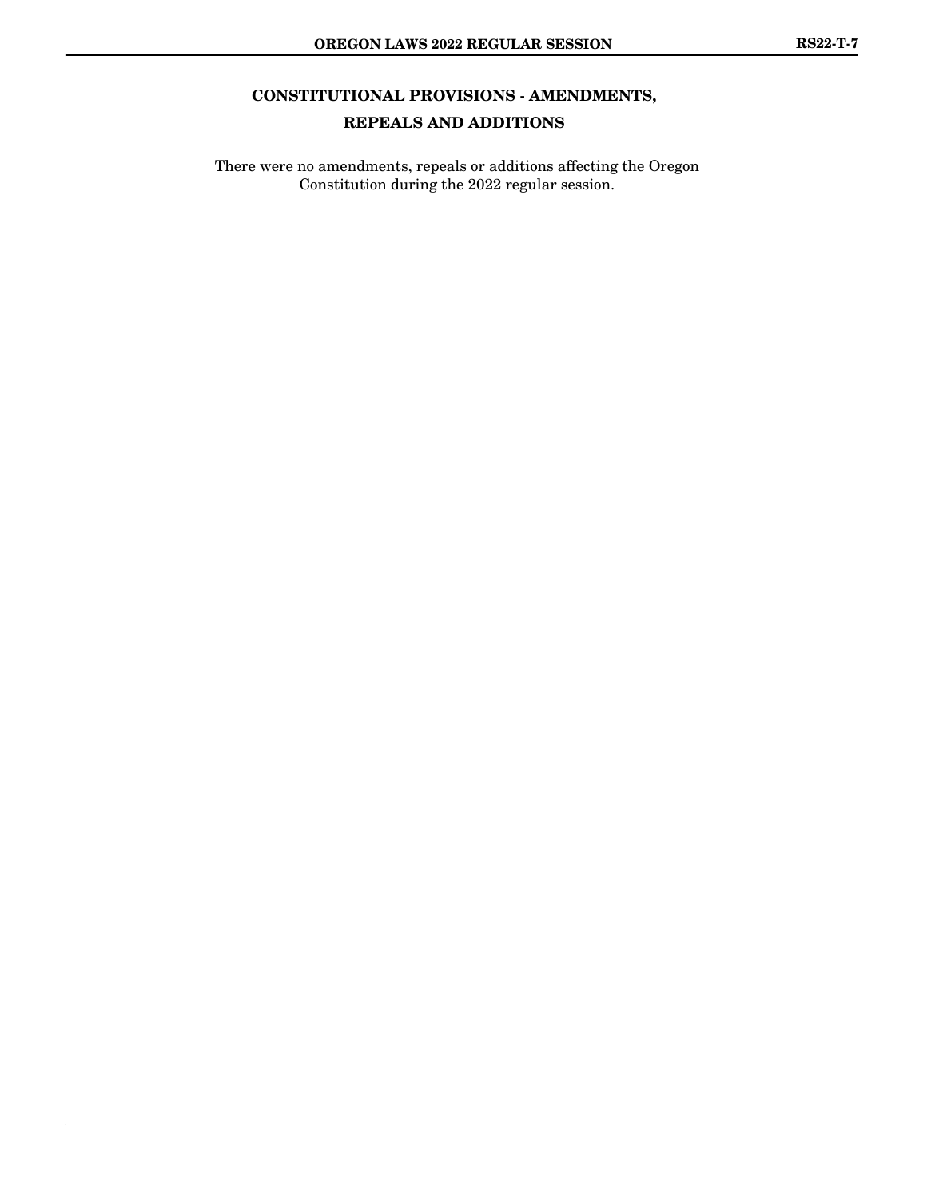# CONSTITUTIONAL PROVISIONS - AMENDMENTS, REPEALS AND ADDITIONS

There were no amendments, repeals or additions affecting the Oregon Constitution during the 2022 regular session.